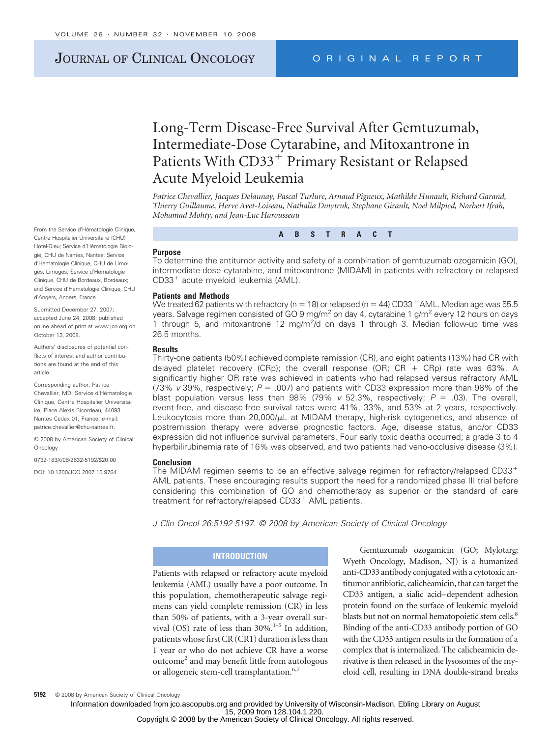# Long-Term Disease-Free Survival After Gemtuzumab, Intermediate-Dose Cytarabine, and Mitoxantrone in Patients With CD33$^+$ Primary Resistant or Relapsed Acute Myeloid Leukemia

*Patrice Chevallier, Jacques Delaunay, Pascal Turlure, Arnaud Pigneux, Mathilde Hunault, Richard Garand, Thierry Guillaume, Herve Avet-Loiseau, Nathalia Dmytruk, Stephane Girault, Noel Milpied, Norbert Ifrah, Mohamad Mohty, and Jean-Luc Harousseau*

From the Service d'Hématologie Clinique, Centre Hospitalier Universitaire (CHU) Hotel-Dieu; Service d'Hématologie Biologie, CHU de Nantes, Nantes; Service d'Hematologie Clinique, CHU de Limoges, Limoges; Service d'Hematologie Clinique, CHU de Bordeaux, Bordeaux; and Service d'Hematologie Clinique, CHU d'Angers, Angers, France.

Submitted December 27, 2007; accepted June 24, 2008; published online ahead of print at www.jco.org on October 13, 2008.

Authors' disclosures of potential conflicts of interest and author contributions are found at the end of this article.

Corresponding author: Patrice Chevallier, MD, Service d'Hématologie Clinique, Centre Hospitalier Universitaire, Place Alexis Ricordeau, 44093 Nantes Cedex 01, France; e-mail: patrice.chevallier@chu-nantes.fr.

© 2008 by American Society of Clinical Oncology

0732-183X/08/2632-5192/$20.00

DOI: 10.1200/JCO.2007.15.9764

## ABSTRACT

### Purpose

To determine the antitumor activity and safety of a combination of gemtuzumab ozogamicin (GO), intermediate-dose cytarabine, and mitoxantrone (MIDAM) in patients with refractory or relapsed CD33$^+$ acute myeloid leukemia (AML).

### Patients and Methods

We treated 62 patients with refractory (n = 18) or relapsed (n = 44) CD33$^+$ AML. Median age was 55.5 years. Salvage regimen consisted of GO 9 mg/m$^2$ on day 4, cytarabine 1 g/m$^2$ every 12 hours on days 1 through 5, and mitoxantrone 12 mg/m$^2$/d on days 1 through 3. Median follow-up time was 26.5 months.

### Results

Thirty-one patients (50%) achieved complete remission (CR), and eight patients (13%) had CR with delayed platelet recovery (CRp); the overall response (OR; CR + CRp) rate was 63%. A significantly higher OR rate was achieved in patients who had relapsed versus refractory AML (73% *v* 39%, respectively; $P$ = .007) and patients with CD33 expression more than 98% of the blast population versus less than 98% (79% *v* 52.3%, respectively; $P$ = .03). The overall, event-free, and disease-free survival rates were 41%, 33%, and 53% at 2 years, respectively. Leukocytosis more than 20,000/μL at MIDAM therapy, high-risk cytogenetics, and absence of postremission therapy were adverse prognostic factors. Age, disease status, and/or CD33 expression did not influence survival parameters. Four early toxic deaths occurred; a grade 3 to 4 hyperbilirubinemia rate of 16% was observed, and two patients had veno-occlusive disease (3%).

### Conclusion

The MIDAM regimen seems to be an effective salvage regimen for refractory/relapsed CD33$^+$ AML patients. These encouraging results support the need for a randomized phase III trial before considering this combination of GO and chemotherapy as superior or the standard of care treatment for refractory/relapsed CD33$^+$ AML patients.

*J Clin Oncol 26:5192-5197. © 2008 by American Society of Clinical Oncology*

## INTRODUCTION

Patients with relapsed or refractory acute myeloid leukemia (AML) usually have a poor outcome. In this population, chemotherapeutic salvage regimens can yield complete remission (CR) in less than 50% of patients, with a 3-year overall survival (OS) rate of less than 30%.[1-5] In addition, patients whose first CR (CR1) duration is less than 1 year or who do not achieve CR have a worse outcome[2] and may benefit little from autologous or allogeneic stem-cell transplantation.[6,7]

Gemtuzumab ozogamicin (GO; Mylotarg; Wyeth Oncology, Madison, NJ) is a humanized anti-CD33 antibody conjugated with a cytotoxic antitumor antibiotic, calicheamicin, that can target the CD33 antigen, a sialic acid–dependent adhesion protein found on the surface of leukemic myeloid blasts but not on normal hematopoietic stem cells.[8] Binding of the anti-CD33 antibody portion of GO with the CD33 antigen results in the formation of a complex that is internalized. The calicheamicin derivative is then released in the lysosomes of the myeloid cell, resulting in DNA double-strand breaks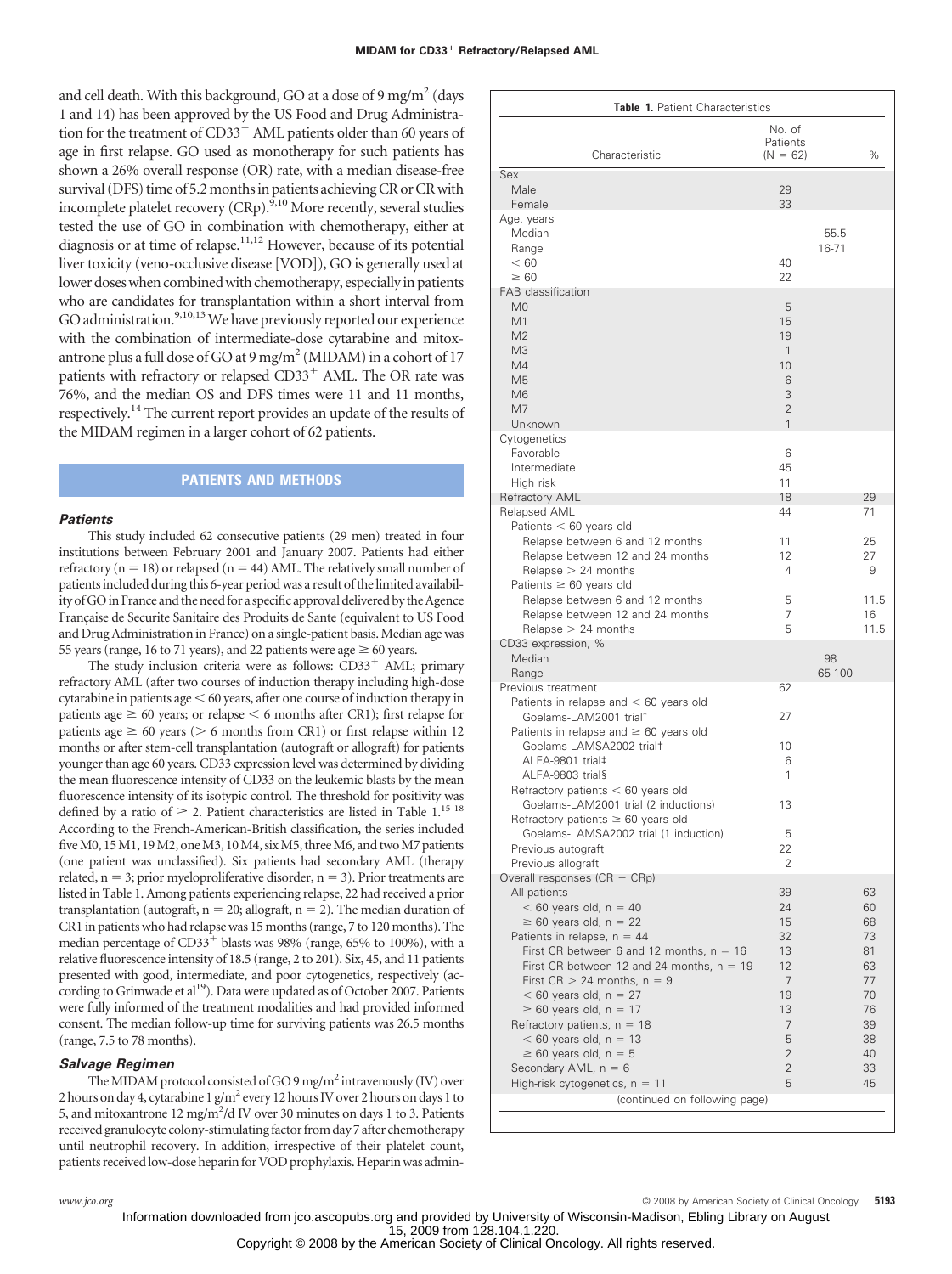and cell death. With this background, GO at a dose of 9 mg/m$^2$ (days 1 and 14) has been approved by the US Food and Drug Administration for the treatment of CD33$^+$ AML patients older than 60 years of age in first relapse. GO used as monotherapy for such patients has shown a 26% overall response (OR) rate, with a median disease-free survival (DFS) time of 5.2 months in patients achieving CR or CR with incomplete platelet recovery (CRp).[9,10] More recently, several studies tested the use of GO in combination with chemotherapy, either at diagnosis or at time of relapse.[11,12] However, because of its potential liver toxicity (veno-occlusive disease [VOD]), GO is generally used at lower doses when combined with chemotherapy, especially in patients who are candidates for transplantation within a short interval from GO administration.[9,10,13] We have previously reported our experience with the combination of intermediate-dose cytarabine and mitoxantrone plus a full dose of GO at 9 mg/m$^2$ (MIDAM) in a cohort of 17 patients with refractory or relapsed CD33$^+$ AML. The OR rate was 76%, and the median OS and DFS times were 11 and 11 months, respectively.[14] The current report provides an update of the results of the MIDAM regimen in a larger cohort of 62 patients.

## PATIENTS AND METHODS

### Patients

This study included 62 consecutive patients (29 men) treated in four institutions between February 2001 and January 2007. Patients had either refractory (n = 18) or relapsed (n = 44) AML. The relatively small number of patients included during this 6-year period was a result of the limited availability of GO in France and the need for a specific approval delivered by the Agence Française de Securite Sanitaire des Produits de Sante (equivalent to US Food and Drug Administration in France) on a single-patient basis. Median age was 55 years (range, 16 to 71 years), and 22 patients were age ≥ 60 years.

The study inclusion criteria were as follows: CD33$^+$ AML; primary refractory AML (after two courses of induction therapy including high-dose cytarabine in patients age < 60 years, after one course of induction therapy in patients age ≥ 60 years; or relapse < 6 months after CR1); first relapse for patients age ≥ 60 years (> 6 months from CR1) or first relapse within 12 months or after stem-cell transplantation (autograft or allograft) for patients younger than age 60 years. CD33 expression level was determined by dividing the mean fluorescence intensity of CD33 on the leukemic blasts by the mean fluorescence intensity of its isotypic control. The threshold for positivity was defined by a ratio of ≥ 2. Patient characteristics are listed in Table 1.[15-18] According to the French-American-British classification, the series included five M0, 15 M1, 19 M2, one M3, 10 M4, six M5, three M6, and two M7 patients (one patient was unclassified). Six patients had secondary AML (therapy related, n = 3; prior myeloproliferative disorder, n = 3). Prior treatments are listed in Table 1. Among patients experiencing relapse, 22 had received a prior transplantation (autograft, n = 20; allograft, n = 2). The median duration of CR1 in patients who had relapse was 15 months (range, 7 to 120 months). The median percentage of CD33$^+$ blasts was 98% (range, 65% to 100%), with a relative fluorescence intensity of 18.5 (range, 2 to 201). Six, 45, and 11 patients presented with good, intermediate, and poor cytogenetics, respectively (according to Grimwade et al[19]). Data were updated as of October 2007. Patients were fully informed of the treatment modalities and had provided informed consent. The median follow-up time for surviving patients was 26.5 months (range, 7.5 to 78 months).

### Salvage Regimen

The MIDAM protocol consisted of GO 9 mg/m$^2$ intravenously (IV) over 2 hours on day 4, cytarabine 1 g/m$^2$ every 12 hours IV over 2 hours on days 1 to 5, and mitoxantrone 12 mg/m$^2$/d IV over 30 minutes on days 1 to 3. Patients received granulocyte colony-stimulating factor from day 7 after chemotherapy until neutrophil recovery. In addition, irrespective of their platelet count, patients received low-dose heparin for VOD prophylaxis. Heparin was admin-

**Table 1.** Patient Characteristics

| Characteristic | No. of Patients (N = 62) | % |
|---|---|---|
| Sex | | |
| Male | 29 | |
| Female | 33 | |
| Age, years | | |
| Median | | 55.5 |
| Range | | 16-71 |
| < 60 | 40 | |
| ≥ 60 | 22 | |
| FAB classification | | |
| M0 | 5 | |
| M1 | 15 | |
| M2 | 19 | |
| M3 | 1 | |
| M4 | 10 | |
| M5 | 6 | |
| M6 | 3 | |
| M7 | 2 | |
| Unknown | 1 | |
| Cytogenetics | | |
| Favorable | 6 | |
| Intermediate | 45 | |
| High risk | 11 | |
| Refractory AML | 18 | 29 |
| Relapsed AML | 44 | 71 |
| Patients < 60 years old | | |
| Relapse between 6 and 12 months | 11 | 25 |
| Relapse between 12 and 24 months | 12 | 27 |
| Relapse > 24 months | 4 | 9 |
| Patients ≥ 60 years old | | |
| Relapse between 6 and 12 months | 5 | 11.5 |
| Relapse between 12 and 24 months | 7 | 16 |
| Relapse > 24 months | 5 | 11.5 |
| CD33 expression, % | | |
| Median | | 98 |
| Range | | 65-100 |
| Previous treatment | 62 | |
| Patients in relapse and < 60 years old | | |
| Goelams-LAM2001 trial* | 27 | |
| Patients in relapse and ≥ 60 years old | | |
| Goelams-LAMSA2002 trial† | 10 | |
| ALFA-9801 trial‡ | 6 | |
| ALFA-9803 trial§ | 1 | |
| Refractory patients < 60 years old | | |
| Goelams-LAM2001 trial (2 inductions) | 13 | |
| Refractory patients ≥ 60 years old | | |
| Goelams-LAMSA2002 trial (1 induction) | 5 | |
| Previous autograft | 22 | |
| Previous allograft | 2 | |
| Overall responses (CR + CRp) | | |
| All patients | 39 | 63 |
| < 60 years old, n = 40 | 24 | 60 |
| ≥ 60 years old, n = 22 | 15 | 68 |
| Patients in relapse, n = 44 | 32 | 73 |
| First CR between 6 and 12 months, n = 16 | 13 | 81 |
| First CR between 12 and 24 months, n = 19 | 12 | 63 |
| First CR > 24 months, n = 9 | 7 | 77 |
| < 60 years old, n = 27 | 19 | 70 |
| ≥ 60 years old, n = 17 | 13 | 76 |
| Refractory patients, n = 18 | 7 | 39 |
| < 60 years old, n = 13 | 5 | 38 |
| ≥ 60 years old, n = 5 | 2 | 40 |
| Secondary AML, n = 6 | 2 | 33 |
| High-risk cytogenetics, n = 11 | 5 | 45 |

(continued on following page)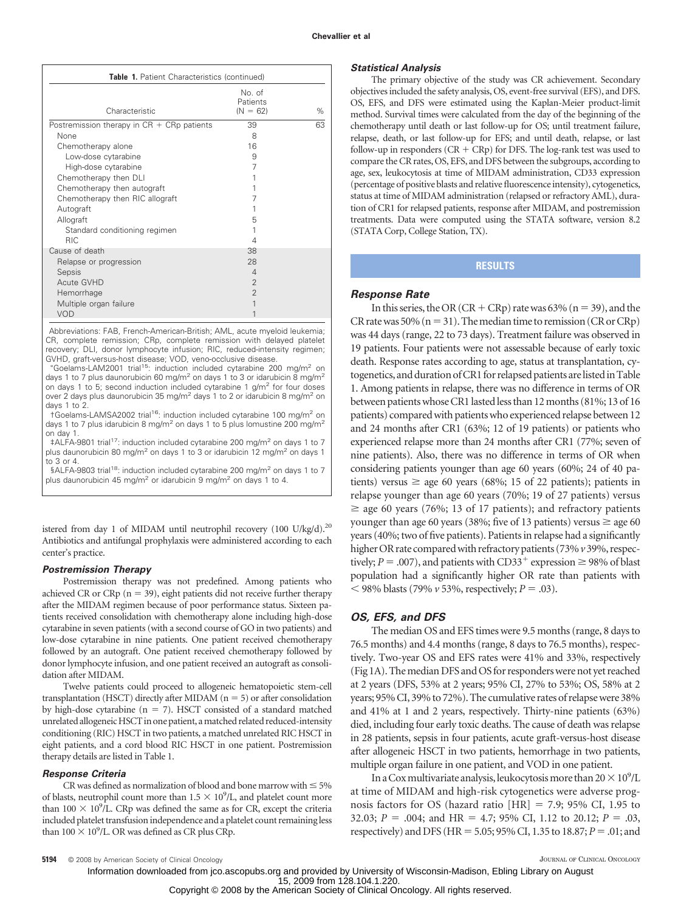**Table 1.** Patient Characteristics (continued)

| Characteristic | No. of Patients (N = 62) | % |
|---|---|---|
| Postremission therapy in CR + CRp patients | 39 | 63 |
| None | 8 | |
| Chemotherapy alone | 16 | |
| Low-dose cytarabine | 9 | |
| High-dose cytarabine | 7 | |
| Chemotherapy then DLI | 1 | |
| Chemotherapy then autograft | 1 | |
| Chemotherapy then RIC allograft | 7 | |
| Autograft | 1 | |
| Allograft | 5 | |
| Standard conditioning regimen | 1 | |
| RIC | 4 | |
| Cause of death | 38 | |
| Relapse or progression | 28 | |
| Sepsis | 4 | |
| Acute GVHD | 2 | |
| Hemorrhage | 2 | |
| Multiple organ failure | 1 | |
| VOD | 1 | |

Abbreviations: FAB, French-American-British; AML, acute myeloid leukemia; CR, complete remission; CRp, complete remission with delayed platelet recovery; DLI, donor lymphocyte infusion; RIC, reduced-intensity regimen; GVHD, graft-versus-host disease; VOD, veno-occlusive disease.

*Goelams-LAM2001 trial[15]: induction included cytarabine 200 mg/m$^2$ on days 1 to 7 plus daunorubicin 60 mg/m$^2$ on days 1 to 3 or idarubicin 8 mg/m$^2$ on days 1 to 5; second induction included cytarabine 1 g/m$^2$ for four doses over 2 days plus daunorubicin 35 mg/m$^2$ days 1 to 2 or idarubicin 8 mg/m$^2$ on days 1 to 2.

†Goelams-LAMSA2002 trial[16]: induction included cytarabine 100 mg/m$^2$ on days 1 to 7 plus idarubicin 8 mg/m$^2$ on days 1 to 5 plus lomustine 200 mg/m$^2$ on day 1.

‡ALFA-9801 trial[17]: induction included cytarabine 200 mg/m$^2$ on days 1 to 7 plus daunorubicin 80 mg/m$^2$ on days 1 to 3 or idarubicin 12 mg/m$^2$ on days 1 to 3 or 4.

§ALFA-9803 trial[18]: induction included cytarabine 200 mg/m$^2$ on days 1 to 7 plus daunorubicin 45 mg/m$^2$ or idarubicin 9 mg/m$^2$ on days 1 to 4.

istered from day 1 of MIDAM until neutrophil recovery (100 U/kg/d).[20] Antibiotics and antifungal prophylaxis were administered according to each center's practice.

### Postremission Therapy

Postremission therapy was not predefined. Among patients who achieved CR or CRp (n = 39), eight patients did not receive further therapy after the MIDAM regimen because of poor performance status. Sixteen patients received consolidation with chemotherapy alone including high-dose cytarabine in seven patients (with a second course of GO in two patients) and low-dose cytarabine in nine patients. One patient received chemotherapy followed by an autograft. One patient received chemotherapy followed by donor lymphocyte infusion, and one patient received an autograft as consolidation after MIDAM.

Twelve patients could proceed to allogeneic hematopoietic stem-cell transplantation (HSCT) directly after MIDAM (n = 5) or after consolidation by high-dose cytarabine (n = 7). HSCT consisted of a standard matched unrelated allogeneic HSCT in one patient, a matched related reduced-intensity conditioning (RIC) HSCT in two patients, a matched unrelated RIC HSCT in eight patients, and a cord blood RIC HSCT in one patient. Postremission therapy details are listed in Table 1.

### Response Criteria

CR was defined as normalization of blood and bone marrow with ≤ 5% of blasts, neutrophil count more than $1.5 \times 10^9$/L, and platelet count more than $100 \times 10^9$/L. CRp was defined the same as for CR, except the criteria included platelet transfusion independence and a platelet count remaining less than $100 \times 10^9$/L. OR was defined as CR plus CRp.

### Statistical Analysis

The primary objective of the study was CR achievement. Secondary objectives included the safety analysis, OS, event-free survival (EFS), and DFS. OS, EFS, and DFS were estimated using the Kaplan-Meier product-limit method. Survival times were calculated from the day of the beginning of the chemotherapy until death or last follow-up for OS; until treatment failure, relapse, death, or last follow-up for EFS; and until death, relapse, or last follow-up in responders (CR + CRp) for DFS. The log-rank test was used to compare the CR rates, OS, EFS, and DFS between the subgroups, according to age, sex, leukocytosis at time of MIDAM administration, CD33 expression (percentage of positive blasts and relative fluorescence intensity), cytogenetics, status at time of MIDAM administration (relapsed or refractory AML), duration of CR1 for relapsed patients, response after MIDAM, and postremission treatments. Data were computed using the STATA software, version 8.2 (STATA Corp, College Station, TX).

## RESULTS

### Response Rate

In this series, the OR (CR + CRp) rate was 63% (n = 39), and the CR rate was 50% (n = 31). The median time to remission (CR or CRp) was 44 days (range, 22 to 73 days). Treatment failure was observed in 19 patients. Four patients were not assessable because of early toxic death. Response rates according to age, status at transplantation, cytogenetics, and duration of CR1 for relapsed patients are listed in Table 1. Among patients in relapse, there was no difference in terms of OR between patients whose CR1 lasted less than 12 months (81%; 13 of 16 patients) compared with patients who experienced relapse between 12 and 24 months after CR1 (63%; 12 of 19 patients) or patients who experienced relapse more than 24 months after CR1 (77%; seven of nine patients). Also, there was no difference in terms of OR when considering patients younger than age 60 years (60%; 24 of 40 patients) versus ≥ age 60 years (68%; 15 of 22 patients); patients in relapse younger than age 60 years (70%; 19 of 27 patients) versus ≥ age 60 years (76%; 13 of 17 patients); and refractory patients younger than age 60 years (38%; five of 13 patients) versus ≥ age 60 years (40%; two of five patients). Patients in relapse had a significantly higher OR rate compared with refractory patients (73% *v* 39%, respectively; $P = .007$), and patients with CD33$^+$ expression ≥ 98% of blast population had a significantly higher OR rate than patients with < 98% blasts (79% *v* 53%, respectively; $P = .03$).

### OS, EFS, and DFS

The median OS and EFS times were 9.5 months (range, 8 days to 76.5 months) and 4.4 months (range, 8 days to 76.5 months), respectively. Two-year OS and EFS rates were 41% and 33%, respectively (Fig 1A). The median DFS and OS for responders were not yet reached at 2 years (DFS, 53% at 2 years; 95% CI, 27% to 53%; OS, 58% at 2 years; 95% CI, 39% to 72%). The cumulative rates of relapse were 38% and 41% at 1 and 2 years, respectively. Thirty-nine patients (63%) died, including four early toxic deaths. The cause of death was relapse in 28 patients, sepsis in four patients, acute graft-versus-host disease after allogeneic HSCT in two patients, hemorrhage in two patients, multiple organ failure in one patient, and VOD in one patient.

In a Cox multivariate analysis, leukocytosis more than $20 \times 10^9$/L at time of MIDAM and high-risk cytogenetics were adverse prognosis factors for OS (hazard ratio [HR] = 7.9; 95% CI, 1.95 to 32.03; $P = .004$; and HR = 4.7; 95% CI, 1.12 to 20.12; $P = .03$, respectively) and DFS (HR = 5.05; 95% CI, 1.35 to 18.87; $P = .01$; and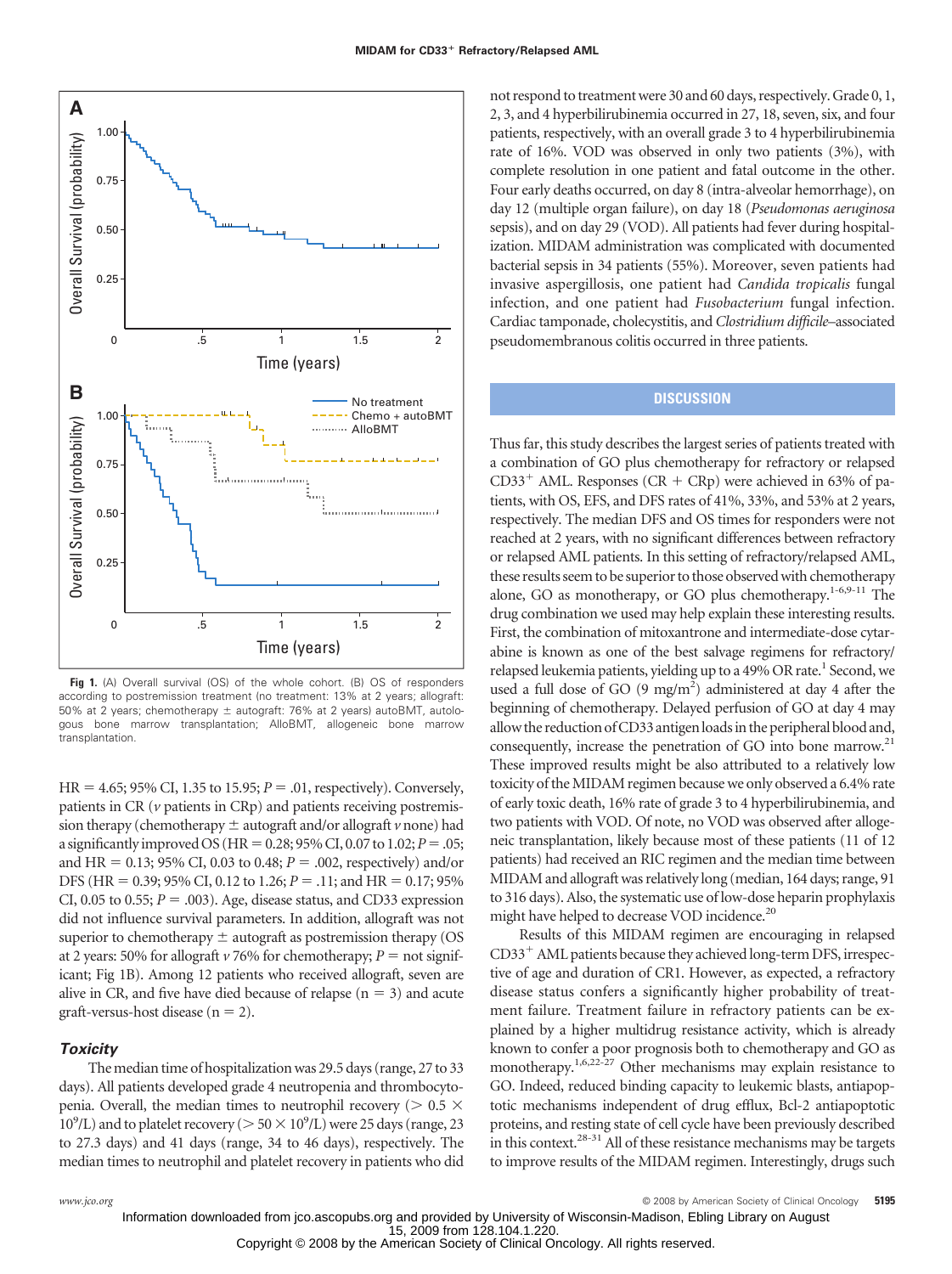Fig 1. (A) Overall survival (OS) of the whole cohort. (B) OS of responders according to postremission treatment (no treatment: 13% at 2 years; allograft: 50% at 2 years; chemotherapy ± autograft: 76% at 2 years) autoBMT, autologous bone marrow transplantation; AlloBMT, allogeneic bone marrow transplantation.

HR = 4.65; 95% CI, 1.35 to 15.95; $P = .01$, respectively). Conversely, patients in CR (*v* patients in CRp) and patients receiving postremission therapy (chemotherapy ± autograft and/or allograft *v* none) had a significantly improved OS (HR = 0.28; 95% CI, 0.07 to 1.02; $P = .05$; and HR = 0.13; 95% CI, 0.03 to 0.48; $P = .002$, respectively) and/or DFS (HR = 0.39; 95% CI, 0.12 to 1.26; $P = .11$; and HR = 0.17; 95% CI, 0.05 to 0.55; $P = .003$). Age, disease status, and CD33 expression did not influence survival parameters. In addition, allograft was not superior to chemotherapy ± autograft as postremission therapy (OS at 2 years: 50% for allograft *v* 76% for chemotherapy; $P$ = not significant; Fig 1B). Among 12 patients who received allograft, seven are alive in CR, and five have died because of relapse (n = 3) and acute graft-versus-host disease (n = 2).

### Toxicity

The median time of hospitalization was 29.5 days (range, 27 to 33 days). All patients developed grade 4 neutropenia and thrombocytopenia. Overall, the median times to neutrophil recovery ($> 0.5 \times 10^9$/L) and to platelet recovery ($> 50 \times 10^9$/L) were 25 days (range, 23 to 27.3 days) and 41 days (range, 34 to 46 days), respectively. The median times to neutrophil and platelet recovery in patients who did not respond to treatment were 30 and 60 days, respectively. Grade 0, 1, 2, 3, and 4 hyperbilirubinemia occurred in 27, 18, seven, six, and four patients, respectively, with an overall grade 3 to 4 hyperbilirubinemia rate of 16%. VOD was observed in only two patients (3%), with complete resolution in one patient and fatal outcome in the other. Four early deaths occurred, on day 8 (intra-alveolar hemorrhage), on day 12 (multiple organ failure), on day 18 (*Pseudomonas aeruginosa* sepsis), and on day 29 (VOD). All patients had fever during hospitalization. MIDAM administration was complicated with documented bacterial sepsis in 34 patients (55%). Moreover, seven patients had invasive aspergillosis, one patient had *Candida tropicalis* fungal infection, and one patient had *Fusobacterium* fungal infection. Cardiac tamponade, cholecystitis, and *Clostridium difficile*–associated pseudomembranous colitis occurred in three patients.

## DISCUSSION

Thus far, this study describes the largest series of patients treated with a combination of GO plus chemotherapy for refractory or relapsed CD33$^+$ AML. Responses (CR + CRp) were achieved in 63% of patients, with OS, EFS, and DFS rates of 41%, 33%, and 53% at 2 years, respectively. The median DFS and OS times for responders were not reached at 2 years, with no significant differences between refractory or relapsed AML patients. In this setting of refractory/relapsed AML, these results seem to be superior to those observed with chemotherapy alone, GO as monotherapy, or GO plus chemotherapy.[1-6,9-11] The drug combination we used may help explain these interesting results. First, the combination of mitoxantrone and intermediate-dose cytarabine is known as one of the best salvage regimens for refractory/relapsed leukemia patients, yielding up to a 49% OR rate.[1] Second, we used a full dose of GO (9 mg/m$^2$) administered at day 4 after the beginning of chemotherapy. Delayed perfusion of GO at day 4 may allow the reduction of CD33 antigen loads in the peripheral blood and, consequently, increase the penetration of GO into bone marrow.[21] These improved results might be also attributed to a relatively low toxicity of the MIDAM regimen because we only observed a 6.4% rate of early toxic death, 16% rate of grade 3 to 4 hyperbilirubinemia, and two patients with VOD. Of note, no VOD was observed after allogeneic transplantation, likely because most of these patients (11 of 12 patients) had received an RIC regimen and the median time between MIDAM and allograft was relatively long (median, 164 days; range, 91 to 316 days). Also, the systematic use of low-dose heparin prophylaxis might have helped to decrease VOD incidence.[20]

Results of this MIDAM regimen are encouraging in relapsed CD33$^+$ AML patients because they achieved long-term DFS, irrespective of age and duration of CR1. However, as expected, a refractory disease status confers a significantly higher probability of treatment failure. Treatment failure in refractory patients can be explained by a higher multidrug resistance activity, which is already known to confer a poor prognosis both to chemotherapy and GO as monotherapy.[1,6,22-27] Other mechanisms may explain resistance to GO. Indeed, reduced binding capacity to leukemic blasts, antiapoptotic mechanisms independent of drug efflux, Bcl-2 antiapoptotic proteins, and resting state of cell cycle have been previously described in this context.[28-31] All of these resistance mechanisms may be targets to improve results of the MIDAM regimen. Interestingly, drugs such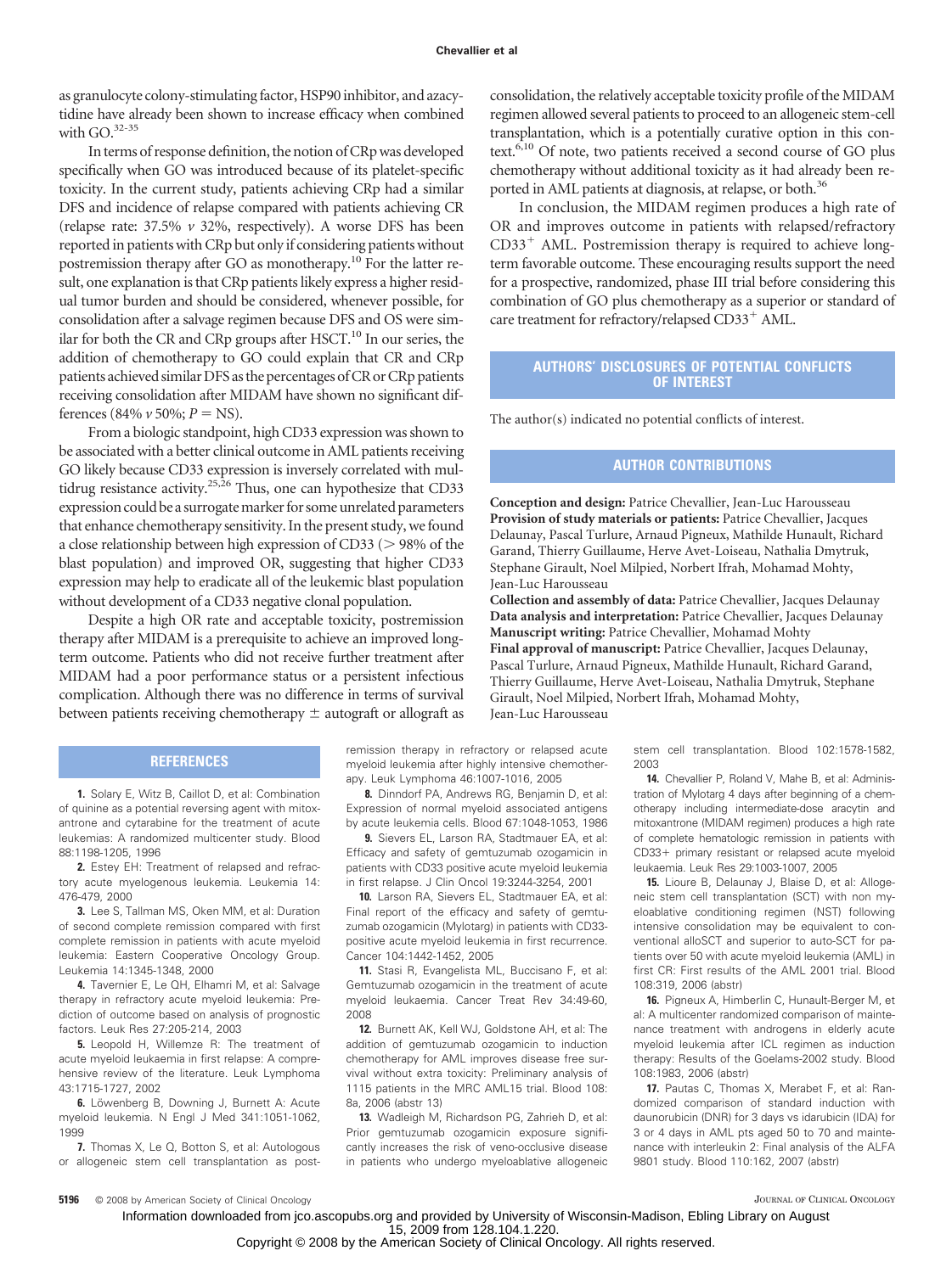as granulocyte colony-stimulating factor, HSP90 inhibitor, and azacytidine have already been shown to increase efficacy when combined with GO.[32-35]

In terms of response definition, the notion of CRp was developed specifically when GO was introduced because of its platelet-specific toxicity. In the current study, patients achieving CRp had a similar DFS and incidence of relapse compared with patients achieving CR (relapse rate: 37.5% *v* 32%, respectively). A worse DFS has been reported in patients with CRp but only if considering patients without postremission therapy after GO as monotherapy.[10] For the latter result, one explanation is that CRp patients likely express a higher residual tumor burden and should be considered, whenever possible, for consolidation after a salvage regimen because DFS and OS were similar for both the CR and CRp groups after HSCT.[10] In our series, the addition of chemotherapy to GO could explain that CR and CRp patients achieved similar DFS as the percentages of CR or CRp patients receiving consolidation after MIDAM have shown no significant differences (84% *v* 50%; *P* = NS).

From a biologic standpoint, high CD33 expression was shown to be associated with a better clinical outcome in AML patients receiving GO likely because CD33 expression is inversely correlated with multidrug resistance activity.[25,26] Thus, one can hypothesize that CD33 expression could be a surrogate marker for some unrelated parameters that enhance chemotherapy sensitivity. In the present study, we found a close relationship between high expression of CD33 (> 98% of the blast population) and improved OR, suggesting that higher CD33 expression may help to eradicate all of the leukemic blast population without development of a CD33 negative clonal population.

Despite a high OR rate and acceptable toxicity, postremission therapy after MIDAM is a prerequisite to achieve an improved long-term outcome. Patients who did not receive further treatment after MIDAM had a poor performance status or a persistent infectious complication. Although there was no difference in terms of survival between patients receiving chemotherapy ± autograft or allograft as consolidation, the relatively acceptable toxicity profile of the MIDAM regimen allowed several patients to proceed to an allogeneic stem-cell transplantation, which is a potentially curative option in this context.[6,10] Of note, two patients received a second course of GO plus chemotherapy without additional toxicity as it had already been reported in AML patients at diagnosis, at relapse, or both.[36]

In conclusion, the MIDAM regimen produces a high rate of OR and improves outcome in patients with relapsed/refractory $CD33^+$ AML. Postremission therapy is required to achieve long-term favorable outcome. These encouraging results support the need for a prospective, randomized, phase III trial before considering this combination of GO plus chemotherapy as a superior or standard of care treatment for refractory/relapsed $CD33^+$ AML.

## AUTHORS' DISCLOSURES OF POTENTIAL CONFLICTS OF INTEREST

The author(s) indicated no potential conflicts of interest.

## AUTHOR CONTRIBUTIONS

**Conception and design:** Patrice Chevallier, Jean-Luc Harousseau
**Provision of study materials or patients:** Patrice Chevallier, Jacques Delaunay, Pascal Turlure, Arnaud Pigneux, Mathilde Hunault, Richard Garand, Thierry Guillaume, Herve Avet-Loiseau, Nathalia Dmytruk, Stephane Girault, Noel Milpied, Norbert Ifrah, Mohamad Mohty, Jean-Luc Harousseau
**Collection and assembly of data:** Patrice Chevallier, Jacques Delaunay
**Data analysis and interpretation:** Patrice Chevallier, Jacques Delaunay
**Manuscript writing:** Patrice Chevallier, Mohamad Mohty
**Final approval of manuscript:** Patrice Chevallier, Jacques Delaunay, Pascal Turlure, Arnaud Pigneux, Mathilde Hunault, Richard Garand, Thierry Guillaume, Herve Avet-Loiseau, Nathalia Dmytruk, Stephane Girault, Noel Milpied, Norbert Ifrah, Mohamad Mohty, Jean-Luc Harousseau

## REFERENCES

**1.** Solary E, Witz B, Caillot D, et al: Combination of quinine as a potential reversing agent with mitoxantrone and cytarabine for the treatment of acute leukemias: A randomized multicenter study. Blood 88:1198-1205, 1996

**2.** Estey EH: Treatment of relapsed and refractory acute myelogenous leukemia. Leukemia 14: 476-479, 2000

**3.** Lee S, Tallman MS, Oken MM, et al: Duration of second complete remission compared with first complete remission in patients with acute myeloid leukemia: Eastern Cooperative Oncology Group. Leukemia 14:1345-1348, 2000

**4.** Tavernier E, Le QH, Elhamri M, et al: Salvage therapy in refractory acute myeloid leukemia: Prediction of outcome based on analysis of prognostic factors. Leuk Res 27:205-214, 2003

**5.** Leopold H, Willemze R: The treatment of acute myeloid leukaemia in first relapse: A comprehensive review of the literature. Leuk Lymphoma 43:1715-1727, 2002

**6.** Löwenberg B, Downing J, Burnett A: Acute myeloid leukemia. N Engl J Med 341:1051-1062, 1999

**7.** Thomas X, Le Q, Botton S, et al: Autologous or allogeneic stem cell transplantation as post-remission therapy in refractory or relapsed acute myeloid leukemia after highly intensive chemotherapy. Leuk Lymphoma 46:1007-1016, 2005

**8.** Dinndorf PA, Andrews RG, Benjamin D, et al: Expression of normal myeloid associated antigens by acute leukemia cells. Blood 67:1048-1053, 1986

**9.** Sievers EL, Larson RA, Stadtmauer EA, et al: Efficacy and safety of gemtuzumab ozogamicin in patients with CD33 positive acute myeloid leukemia in first relapse. J Clin Oncol 19:3244-3254, 2001

**10.** Larson RA, Sievers EL, Stadtmauer EA, et al: Final report of the efficacy and safety of gemtuzumab ozogamicin (Mylotarg) in patients with CD33-positive acute myeloid leukemia in first recurrence. Cancer 104:1442-1452, 2005

**11.** Stasi R, Evangelista ML, Buccisano F, et al: Gemtuzumab ozogamicin in the treatment of acute myeloid leukaemia. Cancer Treat Rev 34:49-60, 2008

**12.** Burnett AK, Kell WJ, Goldstone AH, et al: The addition of gemtuzumab ozogamicin to induction chemotherapy for AML improves disease free survival without extra toxicity: Preliminary analysis of 1115 patients in the MRC AML15 trial. Blood 108: 8a, 2006 (abstr 13)

**13.** Wadleigh M, Richardson PG, Zahrieh D, et al: Prior gemtuzumab ozogamicin exposure significantly increases the risk of veno-occlusive disease in patients who undergo myeloablative allogeneic stem cell transplantation. Blood 102:1578-1582, 2003

**14.** Chevallier P, Roland V, Mahe B, et al: Administration of Mylotarg 4 days after beginning of a chemotherapy including intermediate-dose aracytin and mitoxantrone (MIDAM regimen) produces a high rate of complete hematologic remission in patients with CD33+ primary resistant or relapsed acute myeloid leukaemia. Leuk Res 29:1003-1007, 2005

**15.** Lioure B, Delaunay J, Blaise D, et al: Allogeneic stem cell transplantation (SCT) with non myeloablative conditioning regimen (NST) following intensive consolidation may be equivalent to conventional alloSCT and superior to auto-SCT for patients over 50 with acute myeloid leukemia (AML) in first CR: First results of the AML 2001 trial. Blood 108:319, 2006 (abstr)

**16.** Pigneux A, Himberlin C, Hunault-Berger M, et al: A multicenter randomized comparison of maintenance treatment with androgens in elderly acute myeloid leukemia after ICL regimen as induction therapy: Results of the Goelams-2002 study. Blood 108:1983, 2006 (abstr)

**17.** Pautas C, Thomas X, Merabet F, et al: Randomized comparison of standard induction with daunorubicin (DNR) for 3 days vs idarubicin (IDA) for 3 or 4 days in AML pts aged 50 to 70 and maintenance with interleukin 2: Final analysis of the ALFA 9801 study. Blood 110:162, 2007 (abstr)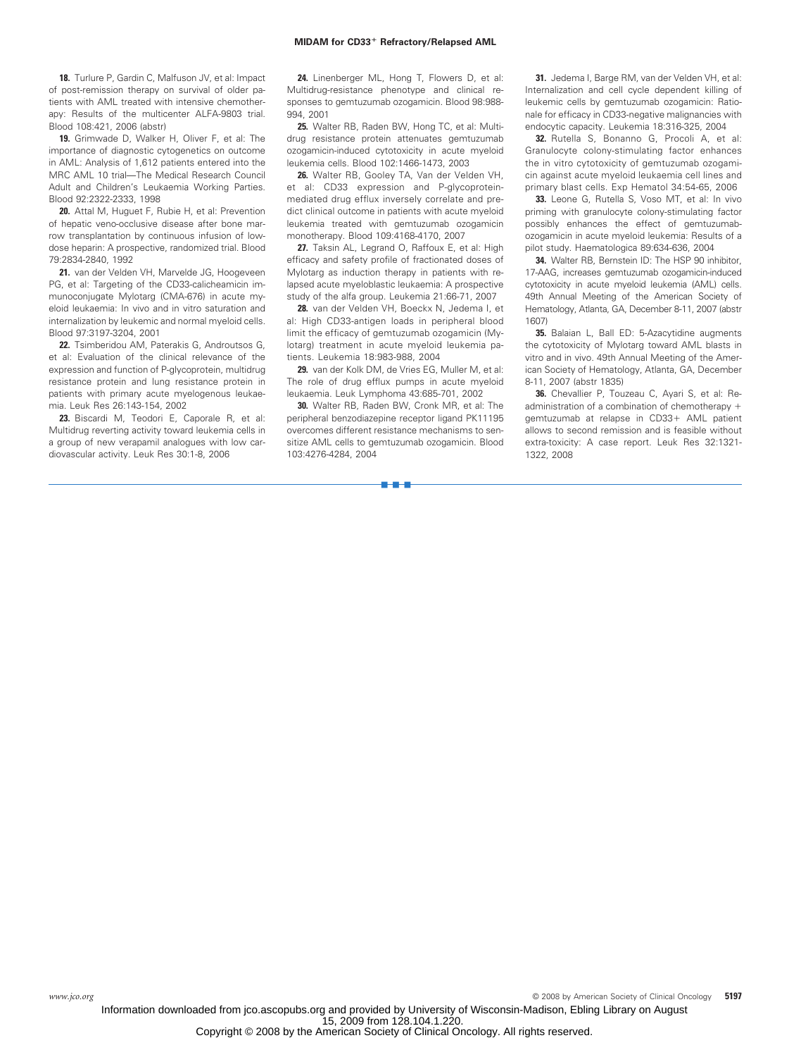18. Turlure P, Gardin C, Malfuson JV, et al: Impact of post-remission therapy on survival of older patients with AML treated with intensive chemotherapy: Results of the multicenter ALFA-9803 trial. Blood 108:421, 2006 (abstr)

19. Grimwade D, Walker H, Oliver F, et al: The importance of diagnostic cytogenetics on outcome in AML: Analysis of 1,612 patients entered into the MRC AML 10 trial—The Medical Research Council Adult and Children's Leukaemia Working Parties. Blood 92:2322-2333, 1998

20. Attal M, Huguet F, Rubie H, et al: Prevention of hepatic veno-occlusive disease after bone marrow transplantation by continuous infusion of low-dose heparin: A prospective, randomized trial. Blood 79:2834-2840, 1992

21. van der Velden VH, Marvelde JG, Hoogeveen PG, et al: Targeting of the CD33-calicheamicin immunoconjugate Mylotarg (CMA-676) in acute myeloid leukaemia: In vivo and in vitro saturation and internalization by leukemic and normal myeloid cells. Blood 97:3197-3204, 2001

22. Tsimberidou AM, Paterakis G, Androutsos G, et al: Evaluation of the clinical relevance of the expression and function of P-glycoprotein, multidrug resistance protein and lung resistance protein in patients with primary acute myelogenous leukaemia. Leuk Res 26:143-154, 2002

23. Biscardi M, Teodori E, Caporale R, et al: Multidrug reverting activity toward leukemia cells in a group of new verapamil analogues with low cardiovascular activity. Leuk Res 30:1-8, 2006

24. Linenberger ML, Hong T, Flowers D, et al: Multidrug-resistance phenotype and clinical responses to gemtuzumab ozogamicin. Blood 98:988-994, 2001

25. Walter RB, Raden BW, Hong TC, et al: Multidrug resistance protein attenuates gemtuzumab ozogamicin-induced cytotoxicity in acute myeloid leukemia cells. Blood 102:1466-1473, 2003

26. Walter RB, Gooley TA, Van der Velden VH, et al: CD33 expression and P-glycoprotein-mediated drug efflux inversely correlate and predict clinical outcome in patients with acute myeloid leukemia treated with gemtuzumab ozogamicin monotherapy. Blood 109:4168-4170, 2007

27. Taksin AL, Legrand O, Raffoux E, et al: High efficacy and safety profile of fractionated doses of Mylotarg as induction therapy in patients with relapsed acute myeloblastic leukaemia: A prospective study of the alfa group. Leukemia 21:66-71, 2007

28. van der Velden VH, Boeckx N, Jedema I, et al: High CD33-antigen loads in peripheral blood limit the efficacy of gemtuzumab ozogamicin (Mylotarg) treatment in acute myeloid leukemia patients. Leukemia 18:983-988, 2004

29. van der Kolk DM, de Vries EG, Muller M, et al: The role of drug efflux pumps in acute myeloid leukaemia. Leuk Lymphoma 43:685-701, 2002

30. Walter RB, Raden BW, Cronk MR, et al: The peripheral benzodiazepine receptor ligand PK11195 overcomes different resistance mechanisms to sensitize AML cells to gemtuzumab ozogamicin. Blood 103:4276-4284, 2004

31. Jedema I, Barge RM, van der Velden VH, et al: Internalization and cell cycle dependent killing of leukemic cells by gemtuzumab ozogamicin: Rationale for efficacy in CD33-negative malignancies with endocytic capacity. Leukemia 18:316-325, 2004

32. Rutella S, Bonanno G, Procoli A, et al: Granulocyte colony-stimulating factor enhances the in vitro cytotoxicity of gemtuzumab ozogamicin against acute myeloid leukaemia cell lines and primary blast cells. Exp Hematol 34:54-65, 2006

33. Leone G, Rutella S, Voso MT, et al: In vivo priming with granulocyte colony-stimulating factor possibly enhances the effect of gemtuzumab-ozogamicin in acute myeloid leukemia: Results of a pilot study. Haematologica 89:634-636, 2004

34. Walter RB, Bernstein ID: The HSP 90 inhibitor, 17-AAG, increases gemtuzumab ozogamicin-induced cytotoxicity in acute myeloid leukemia (AML) cells. 49th Annual Meeting of the American Society of Hematology, Atlanta, GA, December 8-11, 2007 (abstr 1607)

35. Balaian L, Ball ED: 5-Azacytidine augments the cytotoxicity of Mylotarg toward AML blasts in vitro and in vivo. 49th Annual Meeting of the American Society of Hematology, Atlanta, GA, December 8-11, 2007 (abstr 1835)

36. Chevallier P, Touzeau C, Ayari S, et al: Re-administration of a combination of chemotherapy + gemtuzumab at relapse in CD33+ AML patient allows to second remission and is feasible without extra-toxicity: A case report. Leuk Res 32:1321-1322, 2008